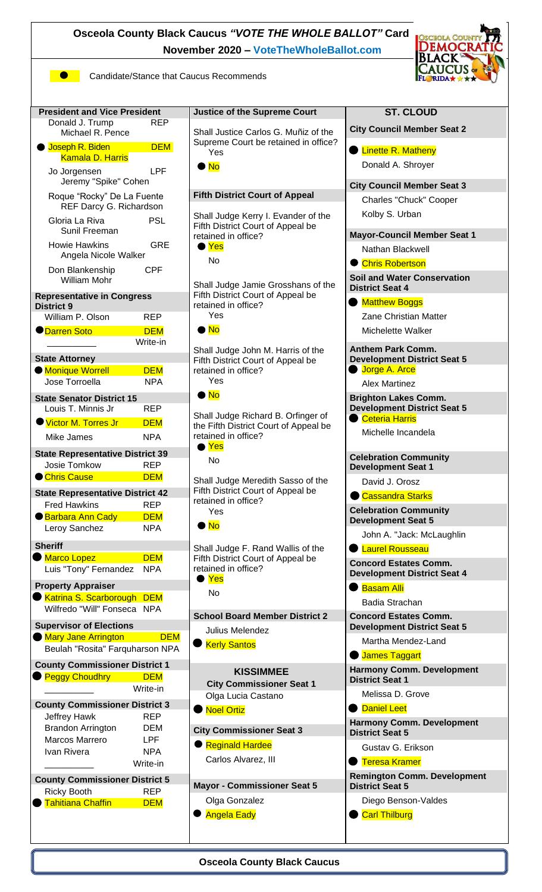# Osceola County Black Caucus *"VOTE THE WHOLE BALLOT"* Card

**November 2020 – VoteTheWholeBallot.com**

● Candidate/Stance that Caucus Recommends

**President and Vice President**

- Donald J. Trump / Michael R. Pence — REP
- ● Joseph R. Biden / Kamala D. Harris — DEM
- Jo Jorgensen / Jeremy "Spike" Cohen — LPF
- Roque "Rocky" De La Fuente / Darcy G. Richardson — REF
- Gloria La Riva / Sunil Freeman — PSL
- Howie Hawkins / Angela Nicole Walker — GRE
- Don Blankenship / William Mohr — CPF

**Representative in Congress District 9**

- William P. Olson — REP
- ● Darren Soto — DEM
- __________ Write-in

**State Attorney**

- ● Monique Worrell — DEM
- Jose Torroella — NPA

**State Senator District 15**

- Louis T. Minnis Jr — REP
- ● Victor M. Torres Jr — DEM
- Mike James — NPA

**State Representative District 39**

- Josie Tomkow — REP
- ● Chris Cause — DEM

**State Representative District 42**

- Fred Hawkins — REP
- ● Barbara Ann Cady — DEM
- Leroy Sanchez — NPA

**Sheriff**

- ● Marco Lopez — DEM
- Luis "Tony" Fernandez — NPA

**Property Appraiser**

- ● Katrina S. Scarborough — DEM
- Wilfredo "Will" Fonseca — NPA

**Supervisor of Elections**

- ● Mary Jane Arrington — DEM
- Beulah "Rosita" Farquharson — NPA

**County Commissioner District 1**

- ● Peggy Choudhry — DEM
- __________ Write-in

**County Commissioner District 3**

- Jeffrey Hawk — REP
- Brandon Arrington — DEM
- Marcos Marrero — LPF
- Ivan Rivera — NPA
- __________ Write-in

**County Commissioner District 5**

- Ricky Booth — REP
- ● Tahitiana Chaffin — DEM

**Justice of the Supreme Court**

Shall Justice Carlos G. Muñiz of the Supreme Court be retained in office?
- Yes
- ● No

**Fifth District Court of Appeal**

Shall Judge Kerry I. Evander of the Fifth District Court of Appeal be retained in office?
- ● Yes
- No

Shall Judge Jamie Grosshans of the Fifth District Court of Appeal be retained in office?
- Yes
- ● No

Shall Judge John M. Harris of the Fifth District Court of Appeal be retained in office?
- Yes
- ● No

Shall Judge Richard B. Orfinger of the Fifth District Court of Appeal be retained in office?
- ● Yes
- No

Shall Judge Meredith Sasso of the Fifth District Court of Appeal be retained in office?
- Yes
- ● No

Shall Judge F. Rand Wallis of the Fifth District Court of Appeal be retained in office?
- ● Yes
- No

**School Board Member District 2**

- Julius Melendez
- ● Kerly Santos

## KISSIMMEE

**City Commissioner Seat 1**

- Olga Lucia Castano
- ● Noel Ortiz

**City Commissioner Seat 3**

- ● Reginald Hardee
- Carlos Alvarez, III

**Mayor - Commissioner Seat 5**

- Olga Gonzalez
- ● Angela Eady

## ST. CLOUD

**City Council Member Seat 2**

- ● Linette R. Matheny
- Donald A. Shroyer

**City Council Member Seat 3**

- Charles "Chuck" Cooper
- Kolby S. Urban

**Mayor-Council Member Seat 1**

- Nathan Blackwell
- ● Chris Robertson

**Soil and Water Conservation District Seat 4**

- ● Matthew Boggs
- Zane Christian Matter
- Michelette Walker

**Anthem Park Comm. Development District Seat 5**

- ● Jorge A. Arce
- Alex Martinez

**Brighton Lakes Comm. Development District Seat 5**

- ● Ceteria Harris
- Michelle Incandela

**Celebration Community Development Seat 1**

- David J. Orosz
- ● Cassandra Starks

**Celebration Community Development Seat 5**

- John A. "Jack: McLaughlin
- ● Laurel Rousseau

**Concord Estates Comm. Development District Seat 4**

- ● Basam Alli
- Badia Strachan

**Concord Estates Comm. Development District Seat 5**

- Martha Mendez-Land
- ● James Taggart

**Harmony Comm. Development District Seat 1**

- Melissa D. Grove
- ● Daniel Leet

**Harmony Comm. Development District Seat 5**

- Gustav G. Erikson
- ● Teresa Kramer

**Remington Comm. Development District Seat 5**

- Diego Benson-Valdes
- ● Carl Thilburg

**Osceola County Black Caucus**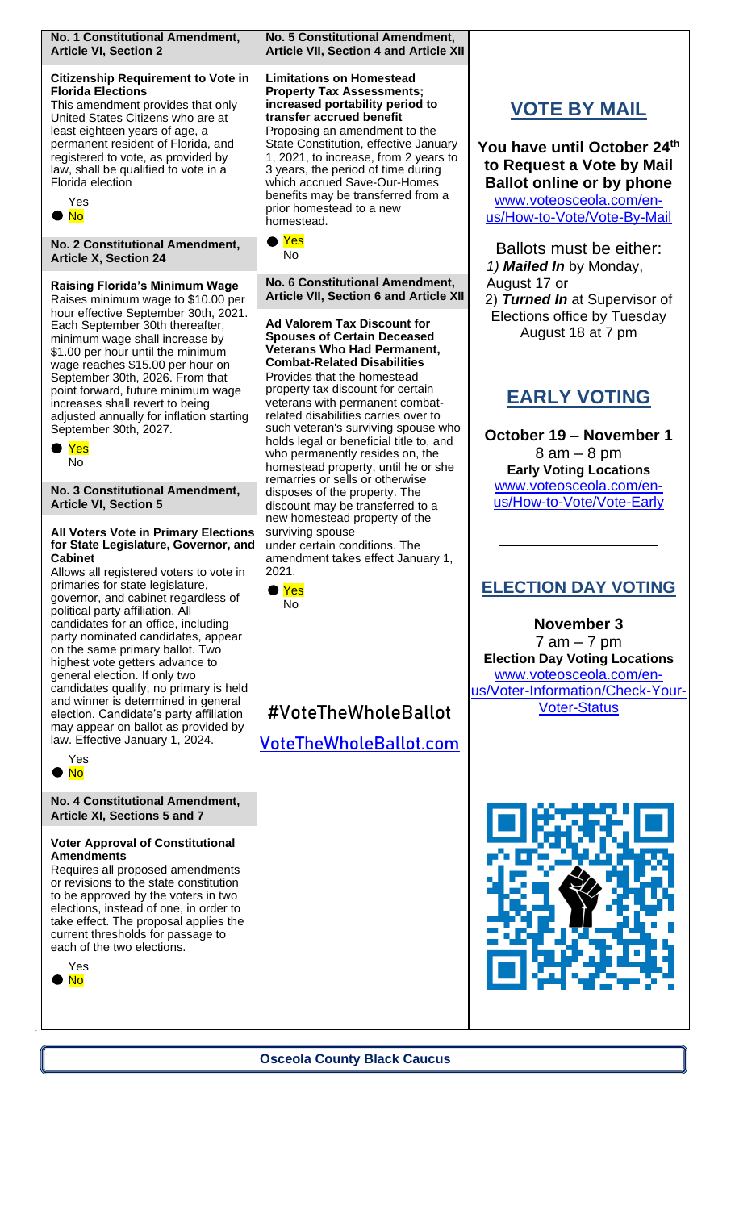### No. 1 Constitutional Amendment, Article VI, Section 2

**Citizenship Requirement to Vote in Florida Elections**

This amendment provides that only United States Citizens who are at least eighteen years of age, a permanent resident of Florida, and registered to vote, as provided by law, shall be qualified to vote in a Florida election

- Yes
- ● No

### No. 2 Constitutional Amendment, Article X, Section 24

**Raising Florida's Minimum Wage**

Raises minimum wage to $10.00 per hour effective September 30th, 2021. Each September 30th thereafter, minimum wage shall increase by $1.00 per hour until the minimum wage reaches $15.00 per hour on September 30th, 2026. From that point forward, future minimum wage increases shall revert to being adjusted annually for inflation starting September 30th, 2027.

- ● Yes
- No

### No. 3 Constitutional Amendment, Article VI, Section 5

**All Voters Vote in Primary Elections for State Legislature, Governor, and Cabinet**

Allows all registered voters to vote in primaries for state legislature, governor, and cabinet regardless of political party affiliation. All candidates for an office, including party nominated candidates, appear on the same primary ballot. Two highest vote getters advance to general election. If only two candidates qualify, no primary is held and winner is determined in general election. Candidate's party affiliation may appear on ballot as provided by law. Effective January 1, 2024.

- Yes
- ● No

### No. 4 Constitutional Amendment, Article XI, Sections 5 and 7

**Voter Approval of Constitutional Amendments**

Requires all proposed amendments or revisions to the state constitution to be approved by the voters in two elections, instead of one, in order to take effect. The proposal applies the current thresholds for passage to each of the two elections.

- Yes
- ● No

### No. 5 Constitutional Amendment, Article VII, Section 4 and Article XII

**Limitations on Homestead Property Tax Assessments; increased portability period to transfer accrued benefit**

Proposing an amendment to the State Constitution, effective January 1, 2021, to increase, from 2 years to 3 years, the period of time during which accrued Save-Our-Homes benefits may be transferred from a prior homestead to a new homestead.

- ● Yes
- No

### No. 6 Constitutional Amendment, Article VII, Section 6 and Article XII

**Ad Valorem Tax Discount for Spouses of Certain Deceased Veterans Who Had Permanent, Combat-Related Disabilities**

Provides that the homestead property tax discount for certain veterans with permanent combat-related disabilities carries over to such veteran's surviving spouse who holds legal or beneficial title to, and who permanently resides on, the homestead property, until he or she remarries or sells or otherwise disposes of the property. The discount may be transferred to a new homestead property of the surviving spouse under certain conditions. The amendment takes effect January 1, 2021.

- ● Yes
- No

#VoteTheWholeBallot

VoteTheWholeBallot.com

## VOTE BY MAIL

**You have until October 24th to Request a Vote by Mail Ballot online or by phone**

www.voteosceola.com/en-us/How-to-Vote/Vote-By-Mail

Ballots must be either:

*1)* ***Mailed In*** by Monday, August 17 or

2) ***Turned In*** at Supervisor of Elections office by Tuesday August 18 at 7 pm

## EARLY VOTING

**October 19 – November 1**

8 am – 8 pm

**Early Voting Locations**

www.voteosceola.com/en-us/How-to-Vote/Vote-Early

## ELECTION DAY VOTING

**November 3**

7 am – 7 pm

**Election Day Voting Locations**

www.voteosceola.com/en-us/Voter-Information/Check-Your-Voter-Status

**Osceola County Black Caucus**